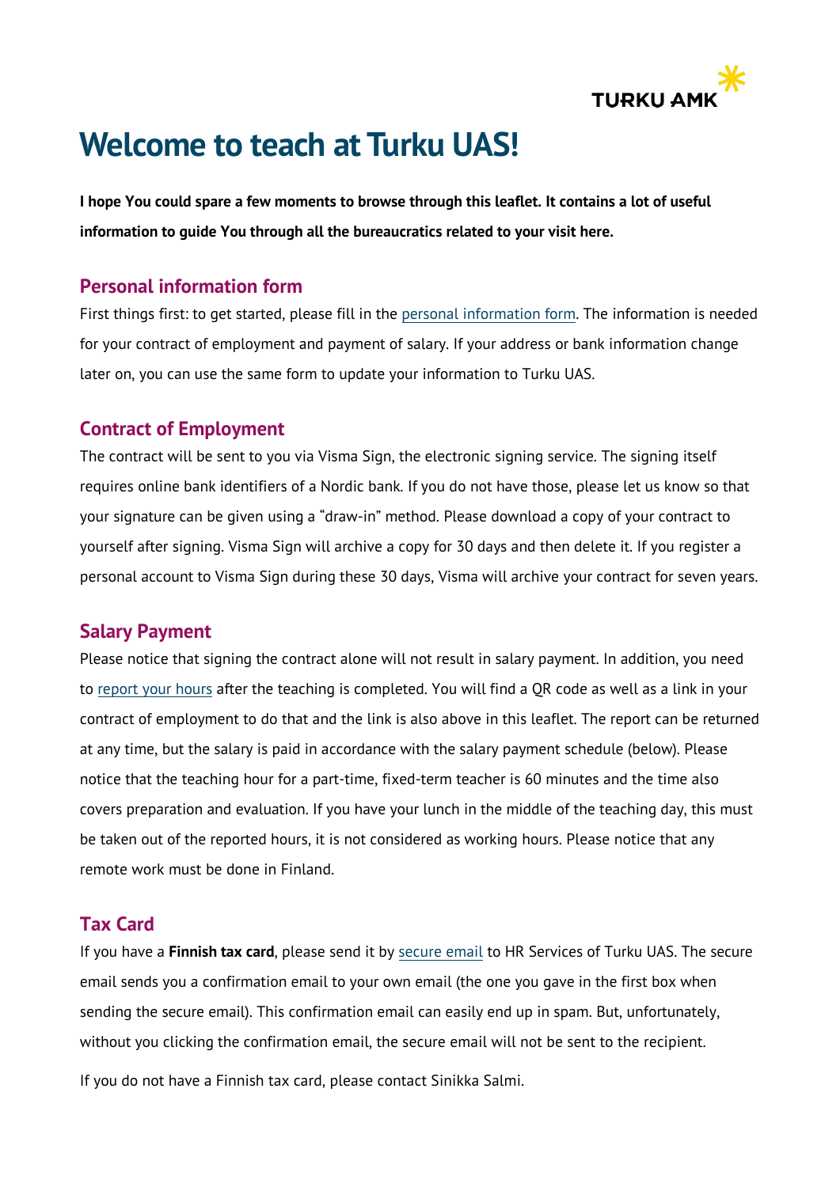# Welcome to teach at Turku UAS!

**I hope You could spare a few moments to browse through this leaflet. It contains a lot of useful information to guide You through all the bureaucratics related to your visit here.**

## Personal information form

First things first: to get started, please fill in the personal information form. The information is needed for your contract of employment and payment of salary. If your address or bank information change later on, you can use the same form to update your information to Turku UAS.

## Contract of Employment

The contract will be sent to you via Visma Sign, the electronic signing service. The signing itself requires online bank identifiers of a Nordic bank. If you do not have those, please let us know so that your signature can be given using a "draw-in" method. Please download a copy of your contract to yourself after signing. Visma Sign will archive a copy for 30 days and then delete it. If you register a personal account to Visma Sign during these 30 days, Visma will archive your contract for seven years.

## Salary Payment

Please notice that signing the contract alone will not result in salary payment. In addition, you need to report your hours after the teaching is completed. You will find a QR code as well as a link in your contract of employment to do that and the link is also above in this leaflet. The report can be returned at any time, but the salary is paid in accordance with the salary payment schedule (below). Please notice that the teaching hour for a part-time, fixed-term teacher is 60 minutes and the time also covers preparation and evaluation. If you have your lunch in the middle of the teaching day, this must be taken out of the reported hours, it is not considered as working hours. Please notice that any remote work must be done in Finland.

## Tax Card

If you have a **Finnish tax card**, please send it by secure email to HR Services of Turku UAS. The secure email sends you a confirmation email to your own email (the one you gave in the first box when sending the secure email). This confirmation email can easily end up in spam. But, unfortunately, without you clicking the confirmation email, the secure email will not be sent to the recipient.

If you do not have a Finnish tax card, please contact Sinikka Salmi.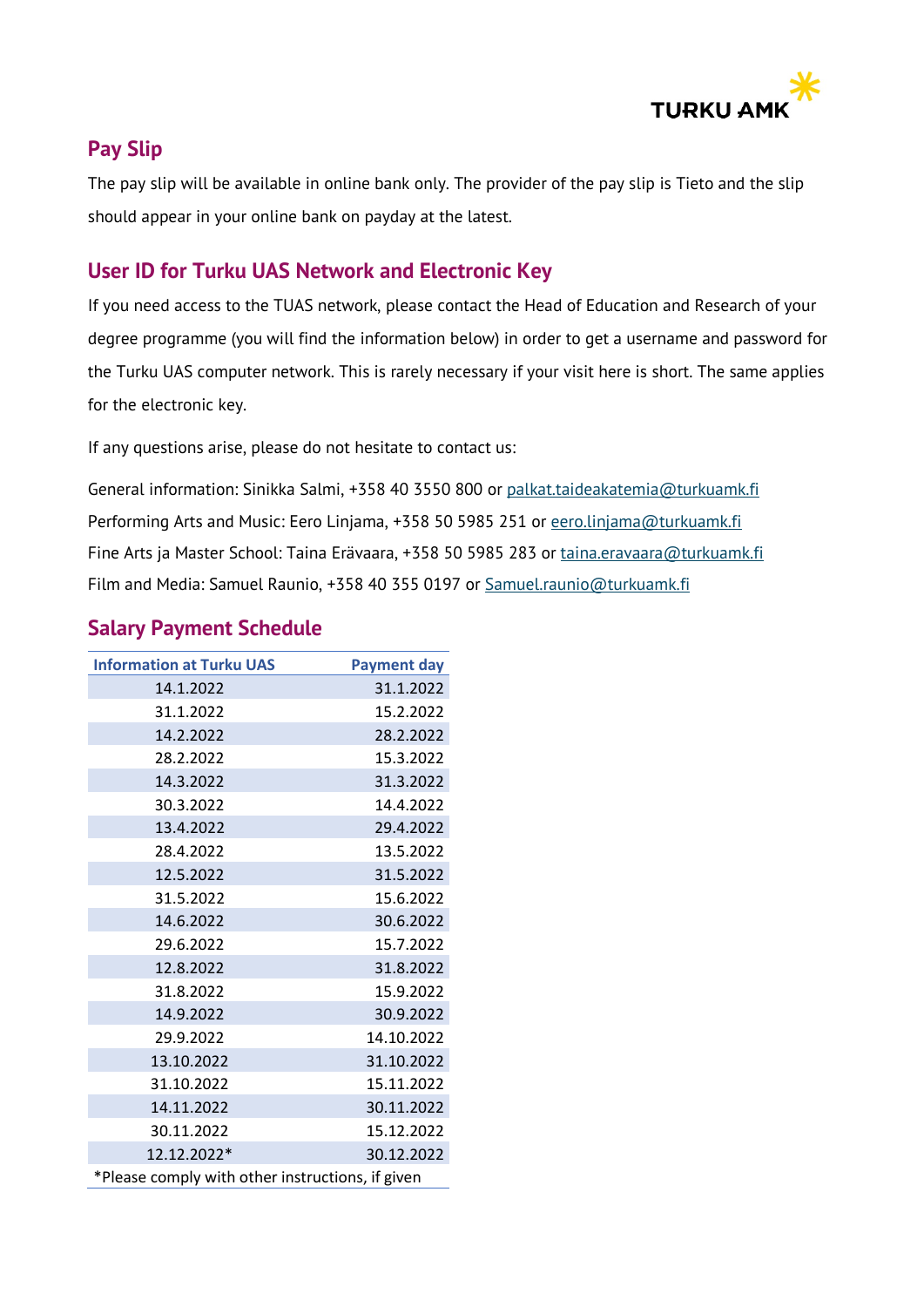## Pay Slip

The pay slip will be available in online bank only. The provider of the pay slip is Tieto and the slip should appear in your online bank on payday at the latest.

## User ID for Turku UAS Network and Electronic Key

If you need access to the TUAS network, please contact the Head of Education and Research of your degree programme (you will find the information below) in order to get a username and password for the Turku UAS computer network. This is rarely necessary if your visit here is short. The same applies for the electronic key.

If any questions arise, please do not hesitate to contact us:

General information: Sinikka Salmi, +358 40 3550 800 or palkat.taideakatemia@turkuamk.fi
Performing Arts and Music: Eero Linjama, +358 50 5985 251 or eero.linjama@turkuamk.fi
Fine Arts ja Master School: Taina Erävaara, +358 50 5985 283 or taina.eravaara@turkuamk.fi
Film and Media: Samuel Raunio, +358 40 355 0197 or Samuel.raunio@turkuamk.fi

## Salary Payment Schedule

| Information at Turku UAS | Payment day |
|---|---|
| 14.1.2022 | 31.1.2022 |
| 31.1.2022 | 15.2.2022 |
| 14.2.2022 | 28.2.2022 |
| 28.2.2022 | 15.3.2022 |
| 14.3.2022 | 31.3.2022 |
| 30.3.2022 | 14.4.2022 |
| 13.4.2022 | 29.4.2022 |
| 28.4.2022 | 13.5.2022 |
| 12.5.2022 | 31.5.2022 |
| 31.5.2022 | 15.6.2022 |
| 14.6.2022 | 30.6.2022 |
| 29.6.2022 | 15.7.2022 |
| 12.8.2022 | 31.8.2022 |
| 31.8.2022 | 15.9.2022 |
| 14.9.2022 | 30.9.2022 |
| 29.9.2022 | 14.10.2022 |
| 13.10.2022 | 31.10.2022 |
| 31.10.2022 | 15.11.2022 |
| 14.11.2022 | 30.11.2022 |
| 30.11.2022 | 15.12.2022 |
| 12.12.2022* | 30.12.2022 |

*Please comply with other instructions, if given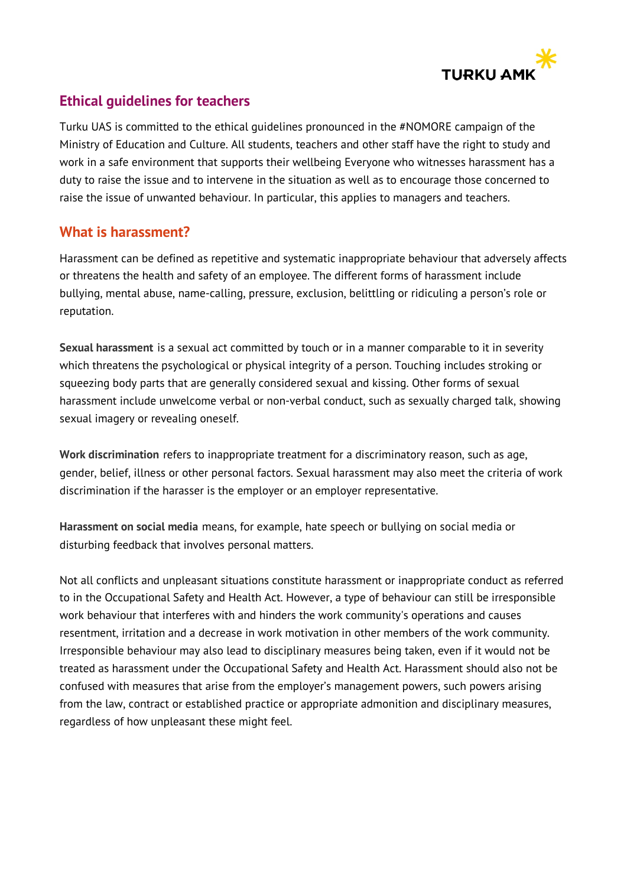## Ethical guidelines for teachers

Turku UAS is committed to the ethical guidelines pronounced in the #NOMORE campaign of the Ministry of Education and Culture. All students, teachers and other staff have the right to study and work in a safe environment that supports their wellbeing Everyone who witnesses harassment has a duty to raise the issue and to intervene in the situation as well as to encourage those concerned to raise the issue of unwanted behaviour. In particular, this applies to managers and teachers.

## What is harassment?

Harassment can be defined as repetitive and systematic inappropriate behaviour that adversely affects or threatens the health and safety of an employee. The different forms of harassment include bullying, mental abuse, name-calling, pressure, exclusion, belittling or ridiculing a person's role or reputation.

**Sexual harassment** is a sexual act committed by touch or in a manner comparable to it in severity which threatens the psychological or physical integrity of a person. Touching includes stroking or squeezing body parts that are generally considered sexual and kissing. Other forms of sexual harassment include unwelcome verbal or non-verbal conduct, such as sexually charged talk, showing sexual imagery or revealing oneself.

**Work discrimination** refers to inappropriate treatment for a discriminatory reason, such as age, gender, belief, illness or other personal factors. Sexual harassment may also meet the criteria of work discrimination if the harasser is the employer or an employer representative.

**Harassment on social media** means, for example, hate speech or bullying on social media or disturbing feedback that involves personal matters.

Not all conflicts and unpleasant situations constitute harassment or inappropriate conduct as referred to in the Occupational Safety and Health Act. However, a type of behaviour can still be irresponsible work behaviour that interferes with and hinders the work community's operations and causes resentment, irritation and a decrease in work motivation in other members of the work community. Irresponsible behaviour may also lead to disciplinary measures being taken, even if it would not be treated as harassment under the Occupational Safety and Health Act. Harassment should also not be confused with measures that arise from the employer's management powers, such powers arising from the law, contract or established practice or appropriate admonition and disciplinary measures, regardless of how unpleasant these might feel.